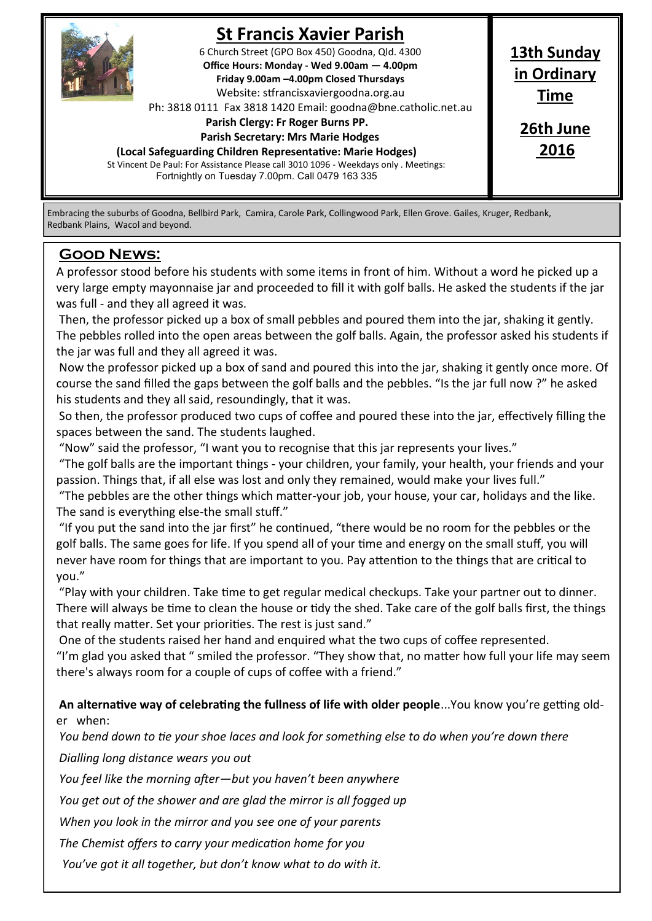# St Francis Xavier Parish

6 Church Street (GPO Box 450) Goodna, Qld. 4300

**Office Hours: Monday - Wed 9.00am — 4.00pm**

**Friday 9.00am –4.00pm Closed Thursdays**

Website: stfrancisxaviergoodna.org.au

Ph: 3818 0111 Fax 3818 1420 Email: goodna@bne.catholic.net.au

**Parish Clergy: Fr Roger Burns PP.**

**Parish Secretary: Mrs Marie Hodges**

**(Local Safeguarding Children Representative: Marie Hodges)**

St Vincent De Paul: For Assistance Please call 3010 1096 - Weekdays only . Meetings: Fortnightly on Tuesday 7.00pm. Call 0479 163 335

**13th Sunday in Ordinary Time**

**26th June 2016**

Embracing the suburbs of Goodna, Bellbird Park, Camira, Carole Park, Collingwood Park, Ellen Grove. Gailes, Kruger, Redbank, Redbank Plains, Wacol and beyond.

## Good News:

A professor stood before his students with some items in front of him. Without a word he picked up a very large empty mayonnaise jar and proceeded to fill it with golf balls. He asked the students if the jar was full - and they all agreed it was.

Then, the professor picked up a box of small pebbles and poured them into the jar, shaking it gently. The pebbles rolled into the open areas between the golf balls. Again, the professor asked his students if the jar was full and they all agreed it was.

Now the professor picked up a box of sand and poured this into the jar, shaking it gently once more. Of course the sand filled the gaps between the golf balls and the pebbles. "Is the jar full now ?" he asked his students and they all said, resoundingly, that it was.

So then, the professor produced two cups of coffee and poured these into the jar, effectively filling the spaces between the sand. The students laughed.

"Now" said the professor, "I want you to recognise that this jar represents your lives."

"The golf balls are the important things - your children, your family, your health, your friends and your passion. Things that, if all else was lost and only they remained, would make your lives full."

"The pebbles are the other things which matter-your job, your house, your car, holidays and the like. The sand is everything else-the small stuff."

"If you put the sand into the jar first" he continued, "there would be no room for the pebbles or the golf balls. The same goes for life. If you spend all of your time and energy on the small stuff, you will never have room for things that are important to you. Pay attention to the things that are critical to you."

"Play with your children. Take time to get regular medical checkups. Take your partner out to dinner. There will always be time to clean the house or tidy the shed. Take care of the golf balls first, the things that really matter. Set your priorities. The rest is just sand."

One of the students raised her hand and enquired what the two cups of coffee represented.

"I'm glad you asked that " smiled the professor. "They show that, no matter how full your life may seem there's always room for a couple of cups of coffee with a friend."

**An alternative way of celebrating the fullness of life with older people**...You know you're getting older when:

*You bend down to tie your shoe laces and look for something else to do when you're down there*

*Dialling long distance wears you out*

*You feel like the morning after—but you haven't been anywhere*

*You get out of the shower and are glad the mirror is all fogged up*

*When you look in the mirror and you see one of your parents*

*The Chemist offers to carry your medication home for you*

*You've got it all together, but don't know what to do with it.*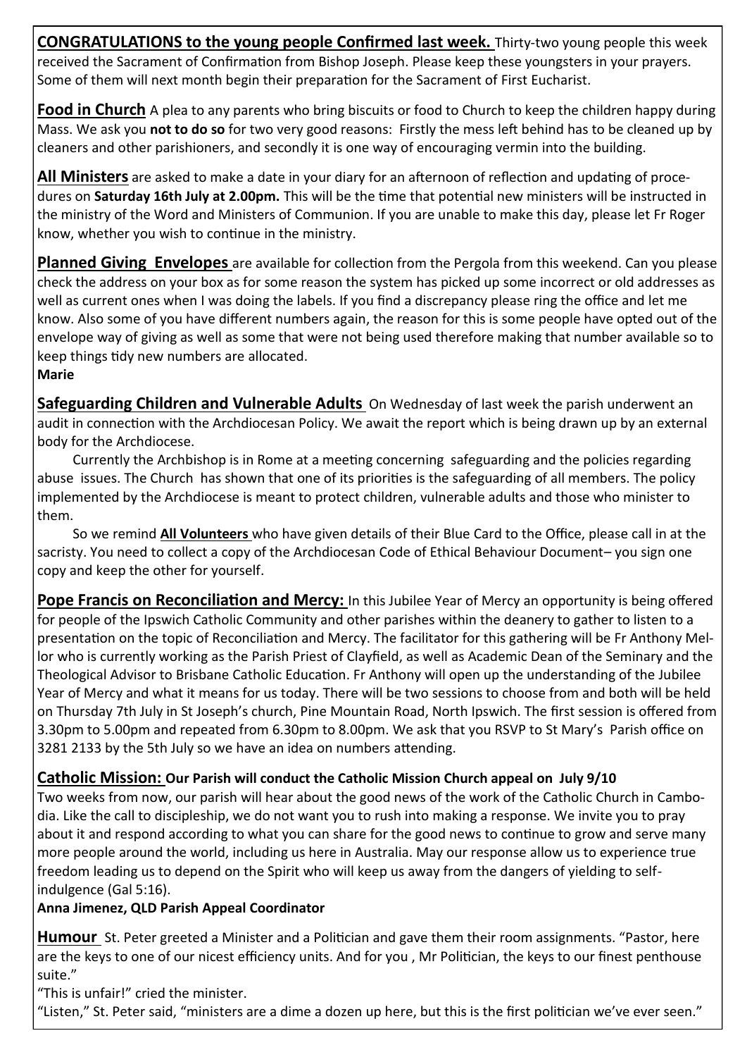**CONGRATULATIONS to the young people Confirmed last week.** Thirty-two young people this week received the Sacrament of Confirmation from Bishop Joseph. Please keep these youngsters in your prayers. Some of them will next month begin their preparation for the Sacrament of First Eucharist.

**Food in Church** A plea to any parents who bring biscuits or food to Church to keep the children happy during Mass. We ask you **not to do so** for two very good reasons: Firstly the mess left behind has to be cleaned up by cleaners and other parishioners, and secondly it is one way of encouraging vermin into the building.

**All Ministers** are asked to make a date in your diary for an afternoon of reflection and updating of procedures on **Saturday 16th July at 2.00pm.** This will be the time that potential new ministers will be instructed in the ministry of the Word and Ministers of Communion. If you are unable to make this day, please let Fr Roger know, whether you wish to continue in the ministry.

**Planned Giving Envelopes** are available for collection from the Pergola from this weekend. Can you please check the address on your box as for some reason the system has picked up some incorrect or old addresses as well as current ones when I was doing the labels. If you find a discrepancy please ring the office and let me know. Also some of you have different numbers again, the reason for this is some people have opted out of the envelope way of giving as well as some that were not being used therefore making that number available so to keep things tidy new numbers are allocated.
**Marie**

**Safeguarding Children and Vulnerable Adults** On Wednesday of last week the parish underwent an audit in connection with the Archdiocesan Policy. We await the report which is being drawn up by an external body for the Archdiocese.

Currently the Archbishop is in Rome at a meeting concerning safeguarding and the policies regarding abuse issues. The Church has shown that one of its priorities is the safeguarding of all members. The policy implemented by the Archdiocese is meant to protect children, vulnerable adults and those who minister to them.

So we remind **All Volunteers** who have given details of their Blue Card to the Office, please call in at the sacristy. You need to collect a copy of the Archdiocesan Code of Ethical Behaviour Document– you sign one copy and keep the other for yourself.

**Pope Francis on Reconciliation and Mercy:** In this Jubilee Year of Mercy an opportunity is being offered for people of the Ipswich Catholic Community and other parishes within the deanery to gather to listen to a presentation on the topic of Reconciliation and Mercy. The facilitator for this gathering will be Fr Anthony Mellor who is currently working as the Parish Priest of Clayfield, as well as Academic Dean of the Seminary and the Theological Advisor to Brisbane Catholic Education. Fr Anthony will open up the understanding of the Jubilee Year of Mercy and what it means for us today. There will be two sessions to choose from and both will be held on Thursday 7th July in St Joseph's church, Pine Mountain Road, North Ipswich. The first session is offered from 3.30pm to 5.00pm and repeated from 6.30pm to 8.00pm. We ask that you RSVP to St Mary's Parish office on 3281 2133 by the 5th July so we have an idea on numbers attending.

**Catholic Mission: Our Parish will conduct the Catholic Mission Church appeal on July 9/10**
Two weeks from now, our parish will hear about the good news of the work of the Catholic Church in Cambodia. Like the call to discipleship, we do not want you to rush into making a response. We invite you to pray about it and respond according to what you can share for the good news to continue to grow and serve many more people around the world, including us here in Australia. May our response allow us to experience true freedom leading us to depend on the Spirit who will keep us away from the dangers of yielding to self-indulgence (Gal 5:16).
**Anna Jimenez, QLD Parish Appeal Coordinator**

**Humour** St. Peter greeted a Minister and a Politician and gave them their room assignments. "Pastor, here are the keys to one of our nicest efficiency units. And for you , Mr Politician, the keys to our finest penthouse suite."
"This is unfair!" cried the minister.
"Listen," St. Peter said, "ministers are a dime a dozen up here, but this is the first politician we've ever seen."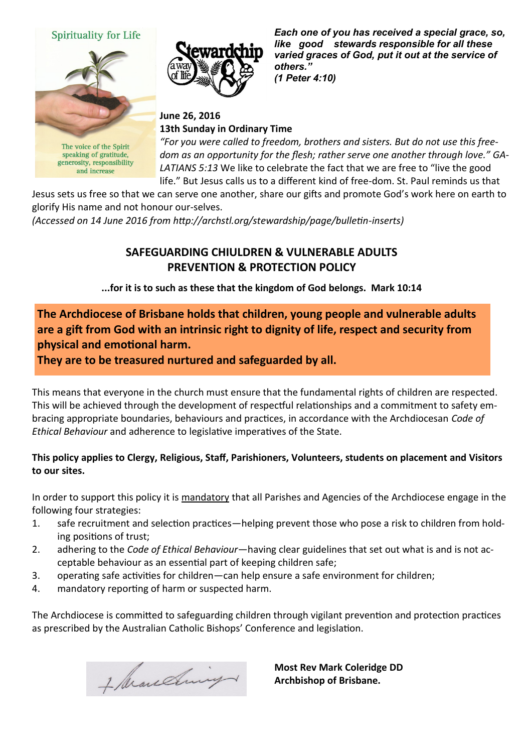Spirituality for Life

The voice of the Spirit speaking of gratitude, generosity, responsibility and increase

Stewardship a way of life

***Each one of you has received a special grace, so, like good stewards responsible for all these varied graces of God, put it out at the service of others." (1 Peter 4:10)***

**June 26, 2016**
**13th Sunday in Ordinary Time**

*"For you were called to freedom, brothers and sisters. But do not use this freedom as an opportunity for the flesh; rather serve one another through love." GALATIANS 5:13* We like to celebrate the fact that we are free to "live the good life." But Jesus calls us to a different kind of free-dom. St. Paul reminds us that Jesus sets us free so that we can serve one another, share our gifts and promote God's work here on earth to glorify His name and not honour our-selves.

*(Accessed on 14 June 2016 from http://archstl.org/stewardship/page/bulletin-inserts)*

## SAFEGUARDING CHIULDREN & VULNERABLE ADULTS PREVENTION & PROTECTION POLICY

**...for it is to such as these that the kingdom of God belongs. Mark 10:14**

**The Archdiocese of Brisbane holds that children, young people and vulnerable adults are a gift from God with an intrinsic right to dignity of life, respect and security from physical and emotional harm.**
**They are to be treasured nurtured and safeguarded by all.**

This means that everyone in the church must ensure that the fundamental rights of children are respected. This will be achieved through the development of respectful relationships and a commitment to safety embracing appropriate boundaries, behaviours and practices, in accordance with the Archdiocesan *Code of Ethical Behaviour* and adherence to legislative imperatives of the State.

**This policy applies to Clergy, Religious, Staff, Parishioners, Volunteers, students on placement and Visitors to our sites.**

In order to support this policy it is <u>mandatory</u> that all Parishes and Agencies of the Archdiocese engage in the following four strategies:

1. safe recruitment and selection practices—helping prevent those who pose a risk to children from holding positions of trust;
2. adhering to the *Code of Ethical Behaviour*—having clear guidelines that set out what is and is not acceptable behaviour as an essential part of keeping children safe;
3. operating safe activities for children—can help ensure a safe environment for children;
4. mandatory reporting of harm or suspected harm.

The Archdiocese is committed to safeguarding children through vigilant prevention and protection practices as prescribed by the Australian Catholic Bishops' Conference and legislation.

**Most Rev Mark Coleridge DD**
**Archbishop of Brisbane.**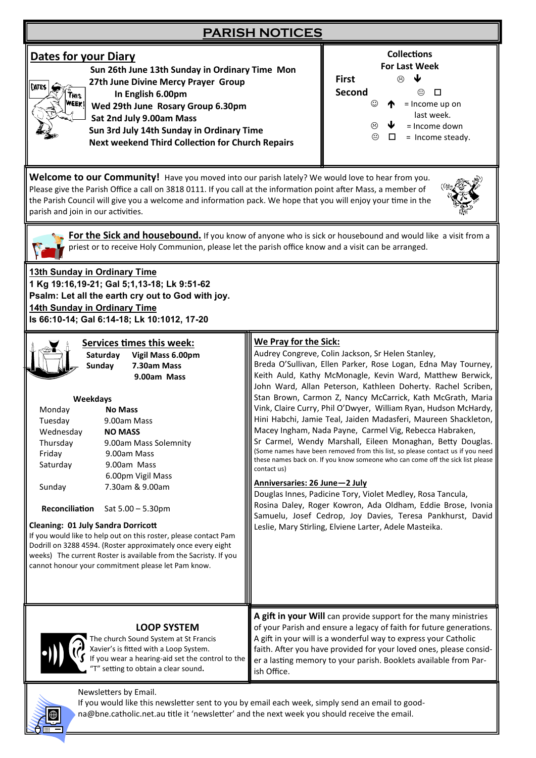# PARISH NOTICES

## Dates for your Diary

**Sun 26th June 13th Sunday in Ordinary Time Mon 27th June Divine Mercy Prayer Group In English 6.00pm**
**Wed 29th June Rosary Group 6.30pm**
**Sat 2nd July 9.00am Mass**
**Sun 3rd July 14th Sunday in Ordinary Time**
**Next weekend Third Collection for Church Repairs**

**Collections For Last Week**

**First** ☹ 🡻
**Second** 😐 ☐

☺ 🡹 = Income up on last week.
☹ 🡻 = Income down
😐 ☐ = Income steady.

**Welcome to our Community!** Have you moved into our parish lately? We would love to hear from you. Please give the Parish Office a call on 3818 0111. If you call at the information point after Mass, a member of the Parish Council will give you a welcome and information pack. We hope that you will enjoy your time in the parish and join in our activities.

**For the Sick and housebound.** If you know of anyone who is sick or housebound and would like a visit from a priest or to receive Holy Communion, please let the parish office know and a visit can be arranged.

**13th Sunday in Ordinary Time**
**1 Kg 19:16,19-21; Gal 5;1,13-18; Lk 9:51-62**
**Psalm: Let all the earth cry out to God with joy.**
**14th Sunday in Ordinary Time**
**Is 66:10-14; Gal 6:14-18; Lk 10:1012, 17-20**

## Services times this week:

| | |
|---|---|
| **Saturday** | **Vigil Mass 6.00pm** |
| **Sunday** | **7.30am Mass** |
| | **9.00am Mass** |

**Weekdays**

| | |
|---|---|
| Monday | **No Mass** |
| Tuesday | 9.00am Mass |
| Wednesday | **NO MASS** |
| Thursday | 9.00am Mass Solemnity |
| Friday | 9.00am Mass |
| Saturday | 9.00am Mass |
| | 6.00pm Vigil Mass |
| Sunday | 7.30am & 9.00am |

**Reconciliation** Sat 5.00 – 5.30pm

**Cleaning: 01 July Sandra Dorricott**
If you would like to help out on this roster, please contact Pam Dodrill on 3288 4594. (Roster approximately once every eight weeks) The current Roster is available from the Sacristy. If you cannot honour your commitment please let Pam know.

## We Pray for the Sick:

Audrey Congreve, Colin Jackson, Sr Helen Stanley, Breda O'Sullivan, Ellen Parker, Rose Logan, Edna May Tourney, Keith Auld, Kathy McMonagle, Kevin Ward, Matthew Berwick, John Ward, Allan Peterson, Kathleen Doherty. Rachel Scriben, Stan Brown, Carmon Z, Nancy McCarrick, Kath McGrath, Maria Vink, Claire Curry, Phil O'Dwyer, William Ryan, Hudson McHardy, Hini Habchi, Jamie Teal, Jaiden Madasferi, Maureen Shackleton, Macey Ingham, Nada Payne, Carmel Vig, Rebecca Habraken, Sr Carmel, Wendy Marshall, Eileen Monaghan, Betty Douglas.
(Some names have been removed from this list, so please contact us if you need these names back on. If you know someone who can come off the sick list please contact us)

**Anniversaries: 26 June—2 July**
Douglas Innes, Padicine Tory, Violet Medley, Rosa Tancula, Rosina Daley, Roger Kowron, Ada Oldham, Eddie Brose, Ivonia Samuelu, Josef Cedrop, Joy Davies, Teresa Pankhurst, David Leslie, Mary Stirling, Elviene Larter, Adele Masteika.

## LOOP SYSTEM

The church Sound System at St Francis Xavier's is fitted with a Loop System.
If you wear a hearing-aid set the control to the "T" setting to obtain a clear sound**.**

**A gift in your Will** can provide support for the many ministries of your Parish and ensure a legacy of faith for future generations. A gift in your will is a wonderful way to express your Catholic faith. After you have provided for your loved ones, please consider a lasting memory to your parish. Booklets available from Parish Office.

Newsletters by Email.
If you would like this newsletter sent to you by email each week, simply send an email to goodna@bne.catholic.net.au title it 'newsletter' and the next week you should receive the email.